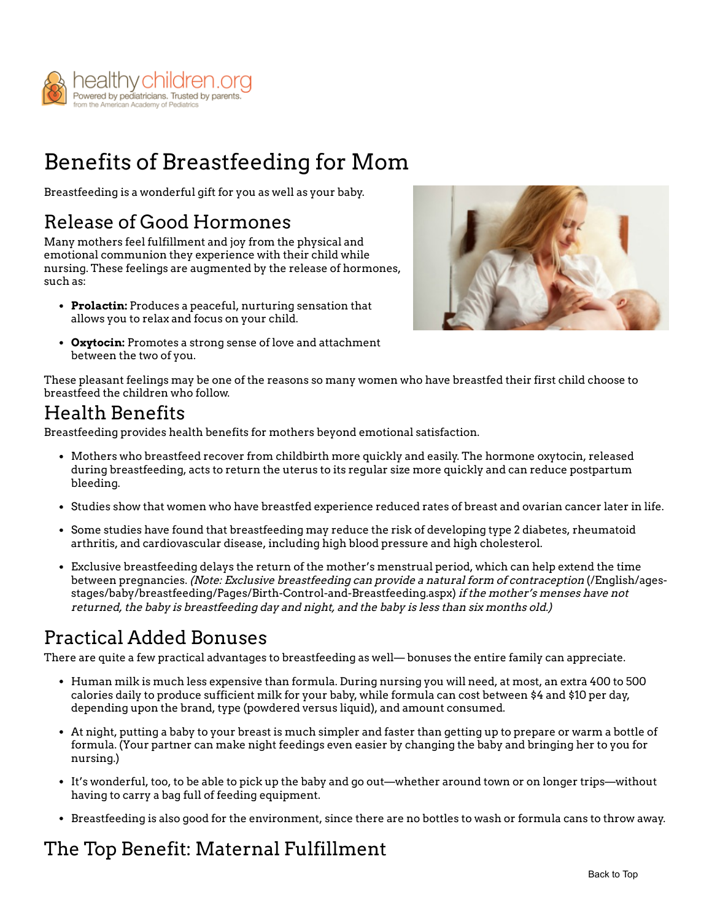healthychildren.org
Powered by pediatricians. Trusted by parents.
from the American Academy of Pediatrics

# Benefits of Breastfeeding for Mom

Breastfeeding is a wonderful gift for you as well as your baby.

## Release of Good Hormones

Many mothers feel fulfillment and joy from the physical and emotional communion they experience with their child while nursing. These feelings are augmented by the release of hormones, such as:

- **Prolactin:** Produces a peaceful, nurturing sensation that allows you to relax and focus on your child.
- **Oxytocin:** Promotes a strong sense of love and attachment between the two of you.

These pleasant feelings may be one of the reasons so many women who have breastfed their first child choose to breastfeed the children who follow.

## Health Benefits

Breastfeeding provides health benefits for mothers beyond emotional satisfaction.

- Mothers who breastfeed recover from childbirth more quickly and easily. The hormone oxytocin, released during breastfeeding, acts to return the uterus to its regular size more quickly and can reduce postpartum bleeding.
- Studies show that women who have breastfed experience reduced rates of breast and ovarian cancer later in life.
- Some studies have found that breastfeeding may reduce the risk of developing type 2 diabetes, rheumatoid arthritis, and cardiovascular disease, including high blood pressure and high cholesterol.
- Exclusive breastfeeding delays the return of the mother's menstrual period, which can help extend the time between pregnancies. *(Note: Exclusive breastfeeding can provide a natural form of contraception* (/English/ages-stages/baby/breastfeeding/Pages/Birth-Control-and-Breastfeeding.aspx) *if the mother's menses have not returned, the baby is breastfeeding day and night, and the baby is less than six months old.)*

## Practical Added Bonuses

There are quite a few practical advantages to breastfeeding as well— bonuses the entire family can appreciate.

- Human milk is much less expensive than formula. During nursing you will need, at most, an extra 400 to 500 calories daily to produce sufficient milk for your baby, while formula can cost between $4 and $10 per day, depending upon the brand, type (powdered versus liquid), and amount consumed.
- At night, putting a baby to your breast is much simpler and faster than getting up to prepare or warm a bottle of formula. (Your partner can make night feedings even easier by changing the baby and bringing her to you for nursing.)
- It's wonderful, too, to be able to pick up the baby and go out—whether around town or on longer trips—without having to carry a bag full of feeding equipment.
- Breastfeeding is also good for the environment, since there are no bottles to wash or formula cans to throw away.

## The Top Benefit: Maternal Fulfillment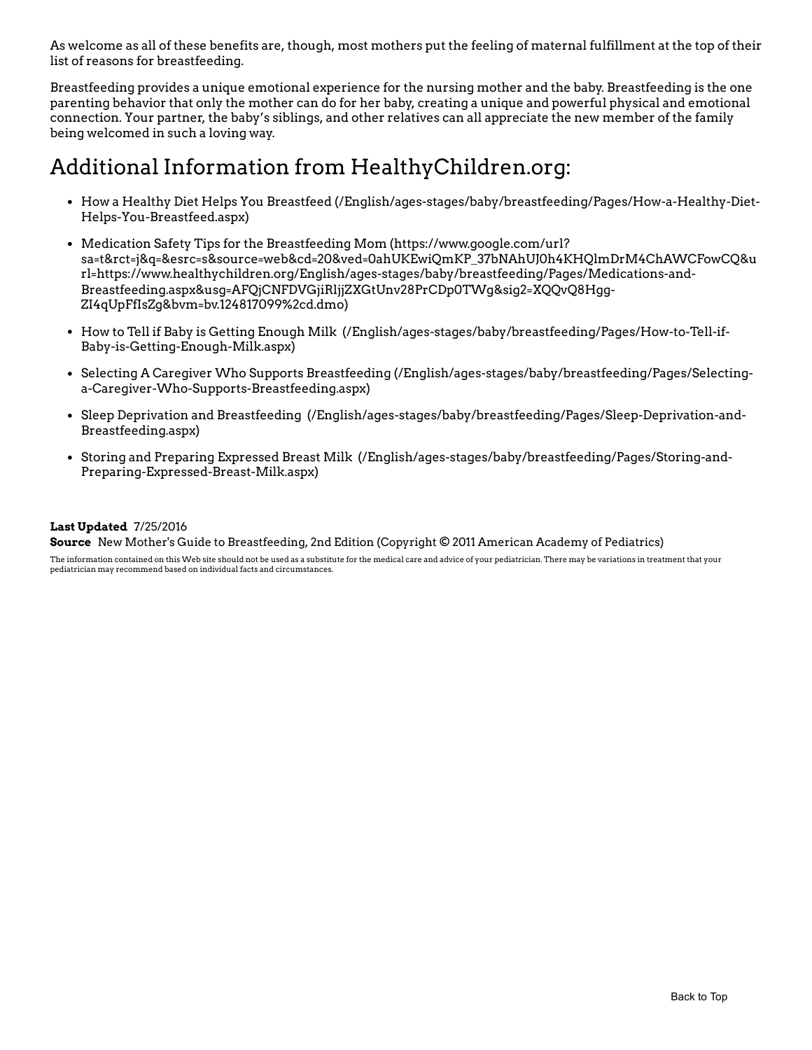As welcome as all of these benefits are, though, most mothers put the feeling of maternal fulfillment at the top of their list of reasons for breastfeeding.

Breastfeeding provides a unique emotional experience for the nursing mother and the baby. Breastfeeding is the one parenting behavior that only the mother can do for her baby, creating a unique and powerful physical and emotional connection. Your partner, the baby's siblings, and other relatives can all appreciate the new member of the family being welcomed in such a loving way.

## Additional Information from HealthyChildren.org:

- How a Healthy Diet Helps You Breastfeed (/English/ages-stages/baby/breastfeeding/Pages/How-a-Healthy-Diet-Helps-You-Breastfeed.aspx)
- Medication Safety Tips for the Breastfeeding Mom (https://www.google.com/url?sa=t&rct=j&q=&esrc=s&source=web&cd=20&ved=0ahUKEwiQmKP_37bNAhUJ0h4KHQlmDrM4ChAWCFowCQ&url=https://www.healthychildren.org/English/ages-stages/baby/breastfeeding/Pages/Medications-and-Breastfeeding.aspx&usg=AFQjCNFDVGjiRljjZXGtUnv28PrCDp0TWg&sig2=XQQvQ8Hgg-ZI4qUpFfIsZg&bvm=bv.124817099%2cd.dmo)
- How to Tell if Baby is Getting Enough Milk (/English/ages-stages/baby/breastfeeding/Pages/How-to-Tell-if-Baby-is-Getting-Enough-Milk.aspx)
- Selecting A Caregiver Who Supports Breastfeeding (/English/ages-stages/baby/breastfeeding/Pages/Selecting-a-Caregiver-Who-Supports-Breastfeeding.aspx)
- Sleep Deprivation and Breastfeeding (/English/ages-stages/baby/breastfeeding/Pages/Sleep-Deprivation-and-Breastfeeding.aspx)
- Storing and Preparing Expressed Breast Milk (/English/ages-stages/baby/breastfeeding/Pages/Storing-and-Preparing-Expressed-Breast-Milk.aspx)

**Last Updated** 7/25/2016

**Source** New Mother's Guide to Breastfeeding, 2nd Edition (Copyright © 2011 American Academy of Pediatrics)

The information contained on this Web site should not be used as a substitute for the medical care and advice of your pediatrician. There may be variations in treatment that your pediatrician may recommend based on individual facts and circumstances.

Back to Top